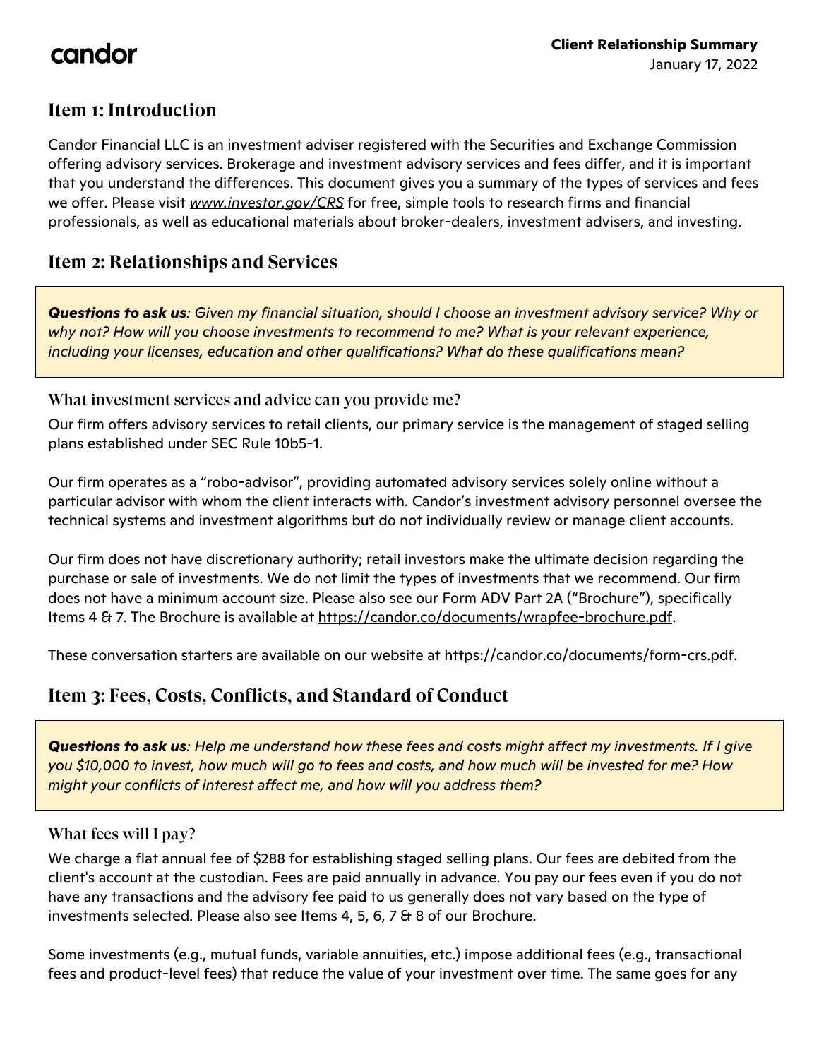candor

**Client Relationship Summary**
January 17, 2022

## Item 1: Introduction

Candor Financial LLC is an investment adviser registered with the Securities and Exchange Commission offering advisory services. Brokerage and investment advisory services and fees differ, and it is important that you understand the differences. This document gives you a summary of the types of services and fees we offer. Please visit *www.investor.gov/CRS* for free, simple tools to research firms and financial professionals, as well as educational materials about broker-dealers, investment advisers, and investing.

## Item 2: Relationships and Services

> ***Questions to ask us****: Given my financial situation, should I choose an investment advisory service? Why or why not? How will you choose investments to recommend to me? What is your relevant experience, including your licenses, education and other qualifications? What do these qualifications mean?*

### What investment services and advice can you provide me?

Our firm offers advisory services to retail clients, our primary service is the management of staged selling plans established under SEC Rule 10b5-1.

Our firm operates as a "robo-advisor", providing automated advisory services solely online without a particular advisor with whom the client interacts with. Candor's investment advisory personnel oversee the technical systems and investment algorithms but do not individually review or manage client accounts.

Our firm does not have discretionary authority; retail investors make the ultimate decision regarding the purchase or sale of investments. We do not limit the types of investments that we recommend. Our firm does not have a minimum account size. Please also see our Form ADV Part 2A ("Brochure"), specifically Items 4 & 7. The Brochure is available at https://candor.co/documents/wrapfee-brochure.pdf.

These conversation starters are available on our website at https://candor.co/documents/form-crs.pdf.

## Item 3: Fees, Costs, Conflicts, and Standard of Conduct

> ***Questions to ask us****: Help me understand how these fees and costs might affect my investments. If I give you $10,000 to invest, how much will go to fees and costs, and how much will be invested for me? How might your conflicts of interest affect me, and how will you address them?*

### What fees will I pay?

We charge a flat annual fee of $288 for establishing staged selling plans. Our fees are debited from the client's account at the custodian. Fees are paid annually in advance. You pay our fees even if you do not have any transactions and the advisory fee paid to us generally does not vary based on the type of investments selected. Please also see Items 4, 5, 6, 7 & 8 of our Brochure.

Some investments (e.g., mutual funds, variable annuities, etc.) impose additional fees (e.g., transactional fees and product-level fees) that reduce the value of your investment over time. The same goes for any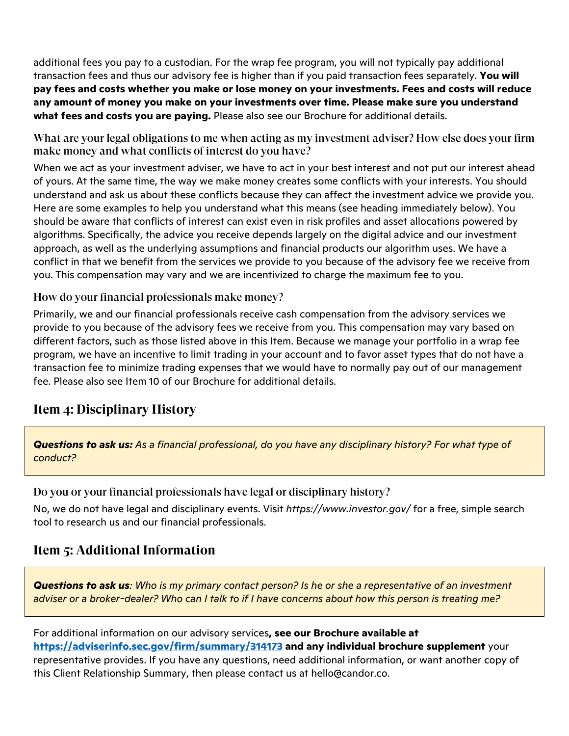additional fees you pay to a custodian. For the wrap fee program, you will not typically pay additional transaction fees and thus our advisory fee is higher than if you paid transaction fees separately. **You will pay fees and costs whether you make or lose money on your investments. Fees and costs will reduce any amount of money you make on your investments over time. Please make sure you understand what fees and costs you are paying.** Please also see our Brochure for additional details.

### What are your legal obligations to me when acting as my investment adviser? How else does your firm make money and what conflicts of interest do you have?

When we act as your investment adviser, we have to act in your best interest and not put our interest ahead of yours. At the same time, the way we make money creates some conflicts with your interests. You should understand and ask us about these conflicts because they can affect the investment advice we provide you. Here are some examples to help you understand what this means (see heading immediately below). You should be aware that conflicts of interest can exist even in risk profiles and asset allocations powered by algorithms. Specifically, the advice you receive depends largely on the digital advice and our investment approach, as well as the underlying assumptions and financial products our algorithm uses. We have a conflict in that we benefit from the services we provide to you because of the advisory fee we receive from you. This compensation may vary and we are incentivized to charge the maximum fee to you.

### How do your financial professionals make money?

Primarily, we and our financial professionals receive cash compensation from the advisory services we provide to you because of the advisory fees we receive from you. This compensation may vary based on different factors, such as those listed above in this Item. Because we manage your portfolio in a wrap fee program, we have an incentive to limit trading in your account and to favor asset types that do not have a transaction fee to minimize trading expenses that we would have to normally pay out of our management fee. Please also see Item 10 of our Brochure for additional details.

## Item 4: Disciplinary History

***Questions to ask us:*** *As a financial professional, do you have any disciplinary history? For what type of conduct?*

### Do you or your financial professionals have legal or disciplinary history?

No, we do not have legal and disciplinary events. Visit *https://www.investor.gov/* for a free, simple search tool to research us and our financial professionals.

## Item 5: Additional Information

***Questions to ask us****: Who is my primary contact person? Is he or she a representative of an investment adviser or a broker-dealer? Who can I talk to if I have concerns about how this person is treating me?*

For additional information on our advisory services**, see our Brochure available at https://adviserinfo.sec.gov/firm/summary/314173 and any individual brochure supplement** your representative provides. If you have any questions, need additional information, or want another copy of this Client Relationship Summary, then please contact us at hello@candor.co.